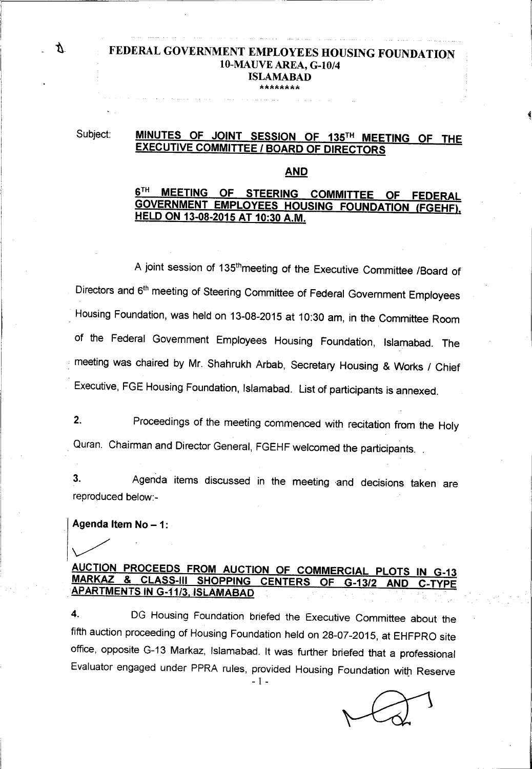# FEDERAL GOVERNMENT EMPLOYEES HOUSING FOUNDATION
## 10-MAUVE AREA, G-10/4
## ISLAMABAD

********

Subject: **MINUTES OF JOINT SESSION OF 135TH MEETING OF THE EXECUTIVE COMMITTEE / BOARD OF DIRECTORS**

**AND**

**6TH MEETING OF STEERING COMMITTEE OF FEDERAL GOVERNMENT EMPLOYEES HOUSING FOUNDATION (FGEHF), HELD ON 13-08-2015 AT 10:30 A.M.**

A joint session of 135th meeting of the Executive Committee /Board of Directors and 6th meeting of Steering Committee of Federal Government Employees Housing Foundation, was held on 13-08-2015 at 10:30 am, in the Committee Room of the Federal Government Employees Housing Foundation, Islamabad. The meeting was chaired by Mr. Shahrukh Arbab, Secretary Housing & Works / Chief Executive, FGE Housing Foundation, Islamabad. List of participants is annexed.

**2.** Proceedings of the meeting commenced with recitation from the Holy Quran. Chairman and Director General, FGEHF welcomed the participants.

**3.** Agenda items discussed in the meeting and decisions taken are reproduced below:-

**Agenda Item No – 1:**

**AUCTION PROCEEDS FROM AUCTION OF COMMERCIAL PLOTS IN G-13 MARKAZ & CLASS-III SHOPPING CENTERS OF G-13/2 AND C-TYPE APARTMENTS IN G-11/3, ISLAMABAD**

**4.** DG Housing Foundation briefed the Executive Committee about the fifth auction proceeding of Housing Foundation held on 28-07-2015, at EHFPRO site office, opposite G-13 Markaz, Islamabad. It was further briefed that a professional Evaluator engaged under PPRA rules, provided Housing Foundation with Reserve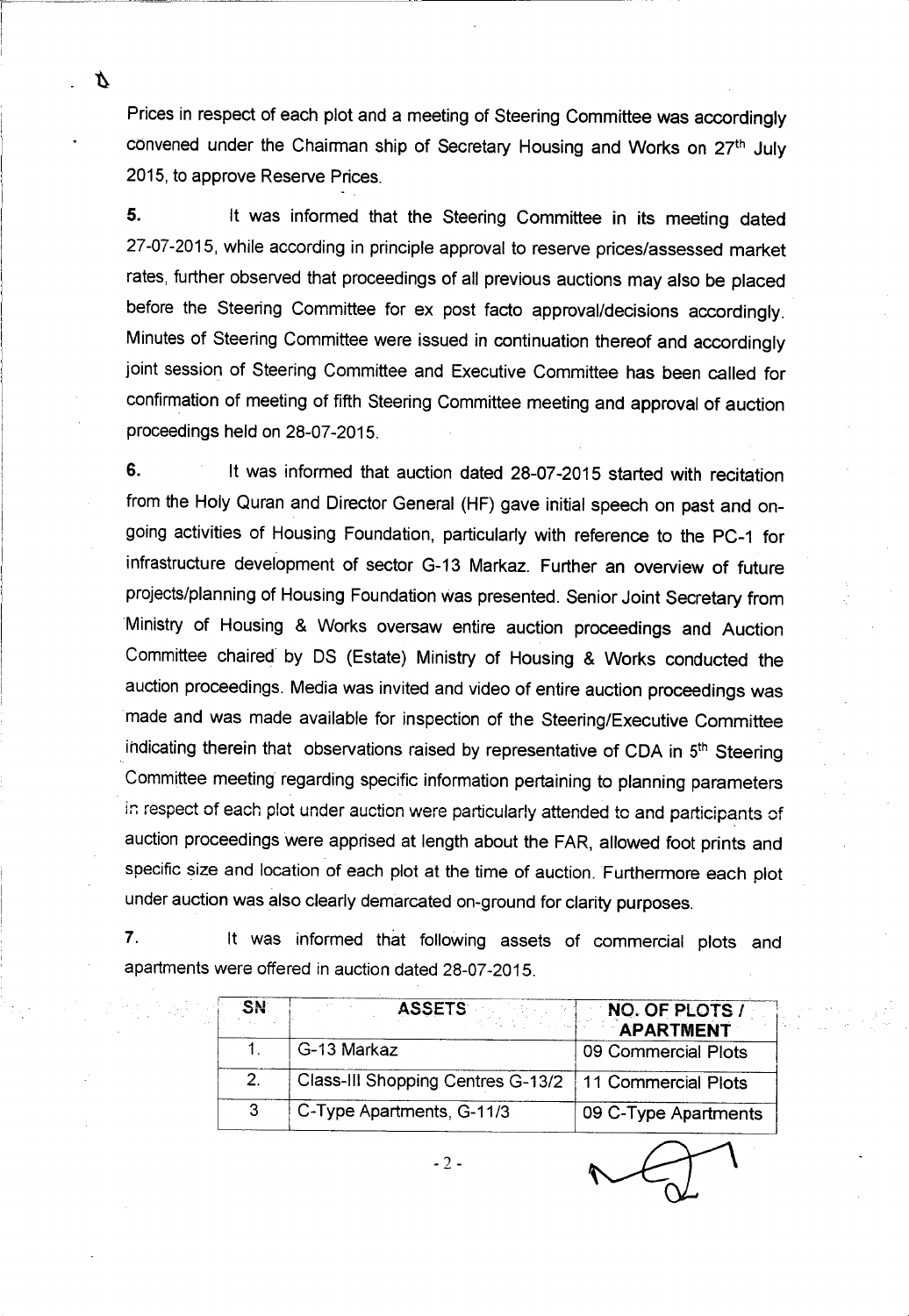Prices in respect of each plot and a meeting of Steering Committee was accordingly convened under the Chairman ship of Secretary Housing and Works on 27th July 2015, to approve Reserve Prices.

**5.** It was informed that the Steering Committee in its meeting dated 27-07-2015, while according in principle approval to reserve prices/assessed market rates, further observed that proceedings of all previous auctions may also be placed before the Steering Committee for ex post facto approval/decisions accordingly. Minutes of Steering Committee were issued in continuation thereof and accordingly joint session of Steering Committee and Executive Committee has been called for confirmation of meeting of fifth Steering Committee meeting and approval of auction proceedings held on 28-07-2015.

**6.** It was informed that auction dated 28-07-2015 started with recitation from the Holy Quran and Director General (HF) gave initial speech on past and on-going activities of Housing Foundation, particularly with reference to the PC-1 for infrastructure development of sector G-13 Markaz. Further an overview of future projects/planning of Housing Foundation was presented. Senior Joint Secretary from Ministry of Housing & Works oversaw entire auction proceedings and Auction Committee chaired by DS (Estate) Ministry of Housing & Works conducted the auction proceedings. Media was invited and video of entire auction proceedings was made and was made available for inspection of the Steering/Executive Committee indicating therein that observations raised by representative of CDA in 5th Steering Committee meeting regarding specific information pertaining to planning parameters in respect of each plot under auction were particularly attended to and participants of auction proceedings were apprised at length about the FAR, allowed foot prints and specific size and location of each plot at the time of auction. Furthermore each plot under auction was also clearly demarcated on-ground for clarity purposes.

**7.** It was informed that following assets of commercial plots and apartments were offered in auction dated 28-07-2015.

| SN | ASSETS | NO. OF PLOTS / APARTMENT |
|---|---|---|
| 1. | G-13 Markaz | 09 Commercial Plots |
| 2. | Class-III Shopping Centres G-13/2 | 11 Commercial Plots |
| 3 | C-Type Apartments, G-11/3 | 09 C-Type Apartments |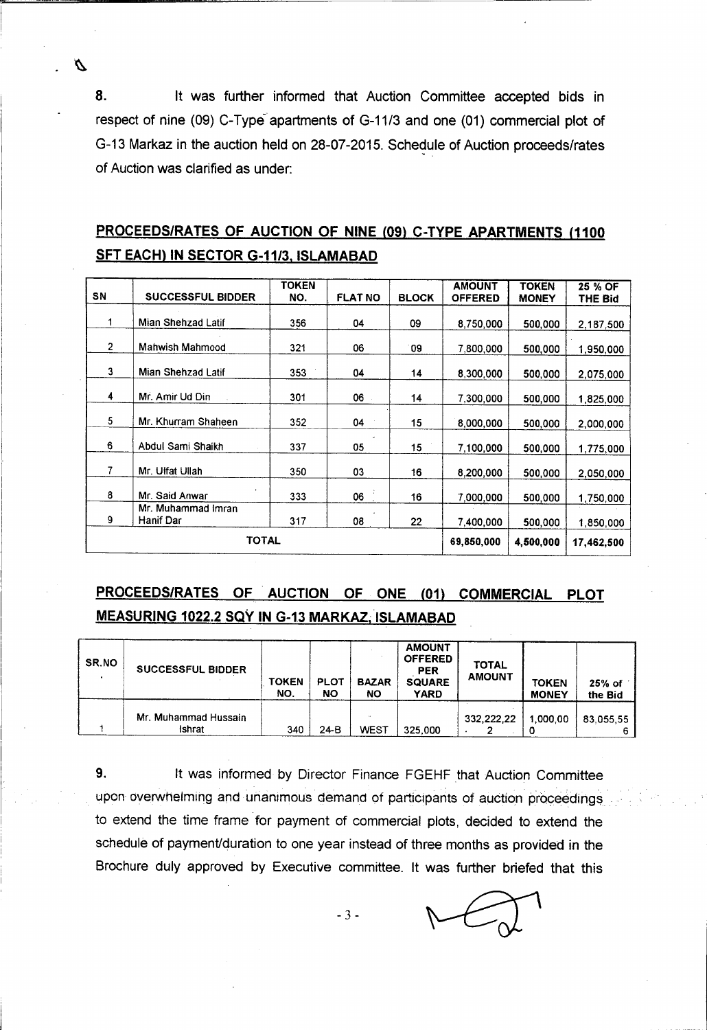8. It was further informed that Auction Committee accepted bids in respect of nine (09) C-Type apartments of G-11/3 and one (01) commercial plot of G-13 Markaz in the auction held on 28-07-2015. Schedule of Auction proceeds/rates of Auction was clarified as under:

## PROCEEDS/RATES OF AUCTION OF NINE (09) C-TYPE APARTMENTS (1100 SFT EACH) IN SECTOR G-11/3, ISLAMABAD

| SN | SUCCESSFUL BIDDER | TOKEN NO. | FLAT NO | BLOCK | AMOUNT OFFERED | TOKEN MONEY | 25 % OF THE Bid |
|---|---|---|---|---|---|---|---|
| 1 | Mian Shehzad Latif | 356 | 04 | 09 | 8,750,000 | 500,000 | 2,187,500 |
| 2 | Mahwish Mahmood | 321 | 06 | 09 | 7,800,000 | 500,000 | 1,950,000 |
| 3 | Mian Shehzad Latif | 353 | 04 | 14 | 8,300,000 | 500,000 | 2,075,000 |
| 4 | Mr. Amir Ud Din | 301 | 06 | 14 | 7,300,000 | 500,000 | 1,825,000 |
| 5 | Mr. Khurram Shaheen | 352 | 04 | 15 | 8,000,000 | 500,000 | 2,000,000 |
| 6 | Abdul Sami Shaikh | 337 | 05 | 15 | 7,100,000 | 500,000 | 1,775,000 |
| 7 | Mr. Ulfat Ullah | 350 | 03 | 16 | 8,200,000 | 500,000 | 2,050,000 |
| 8 | Mr. Said Anwar | 333 | 06 | 16 | 7,000,000 | 500,000 | 1,750,000 |
| 9 | Mr. Muhammad Imran Hanif Dar | 317 | 08 | 22 | 7,400,000 | 500,000 | 1,850,000 |
| TOTAL | | | | | 69,850,000 | 4,500,000 | 17,462,500 |

## PROCEEDS/RATES OF AUCTION OF ONE (01) COMMERCIAL PLOT MEASURING 1022.2 SQY IN G-13 MARKAZ, ISLAMABAD

| SR.NO | SUCCESSFUL BIDDER | TOKEN NO. | PLOT NO | BAZAR NO | AMOUNT OFFERED PER SQUARE YARD | TOTAL AMOUNT | TOKEN MONEY | 25% of the Bid |
|---|---|---|---|---|---|---|---|---|
| 1 | Mr. Muhammad Hussain Ishrat | 340 | 24-B | WEST | 325,000 | 332,222,222 | 1,000,000 | 83,055,556 |

9. It was informed by Director Finance FGEHF that Auction Committee upon overwhelming and unanimous demand of participants of auction proceedings to extend the time frame for payment of commercial plots, decided to extend the schedule of payment/duration to one year instead of three months as provided in the Brochure duly approved by Executive committee. It was further briefed that this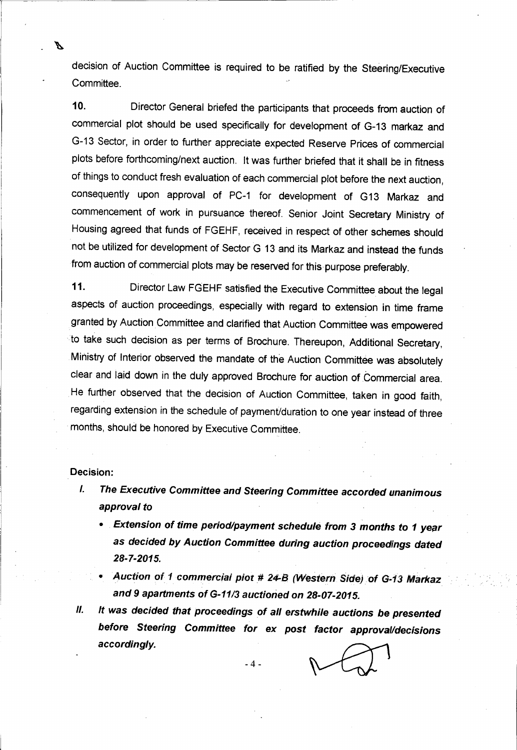decision of Auction Committee is required to be ratified by the Steering/Executive Committee.

**10.** Director General briefed the participants that proceeds from auction of commercial plot should be used specifically for development of G-13 markaz and G-13 Sector, in order to further appreciate expected Reserve Prices of commercial plots before forthcoming/next auction. It was further briefed that it shall be in fitness of things to conduct fresh evaluation of each commercial plot before the next auction, consequently upon approval of PC-1 for development of G13 Markaz and commencement of work in pursuance thereof. Senior Joint Secretary Ministry of Housing agreed that funds of FGEHF, received in respect of other schemes should not be utilized for development of Sector G 13 and its Markaz and instead the funds from auction of commercial plots may be reserved for this purpose preferably.

**11.** Director Law FGEHF satisfied the Executive Committee about the legal aspects of auction proceedings, especially with regard to extension in time frame granted by Auction Committee and clarified that Auction Committee was empowered to take such decision as per terms of Brochure. Thereupon, Additional Secretary, Ministry of Interior observed the mandate of the Auction Committee was absolutely clear and laid down in the duly approved Brochure for auction of Commercial area. He further observed that the decision of Auction Committee, taken in good faith, regarding extension in the schedule of payment/duration to one year instead of three months, should be honored by Executive Committee.

**Decision:**

*I.* ***The Executive Committee and Steering Committee accorded unanimous approval to***

- ***Extension of time period/payment schedule from 3 months to 1 year as decided by Auction Committee during auction proceedings dated 28-7-2015.***
- ***Auction of 1 commercial plot # 24-B (Western Side) of G-13 Markaz and 9 apartments of G-11/3 auctioned on 28-07-2015.***

*II.* ***It was decided that proceedings of all erstwhile auctions be presented before Steering Committee for ex post factor approval/decisions accordingly.***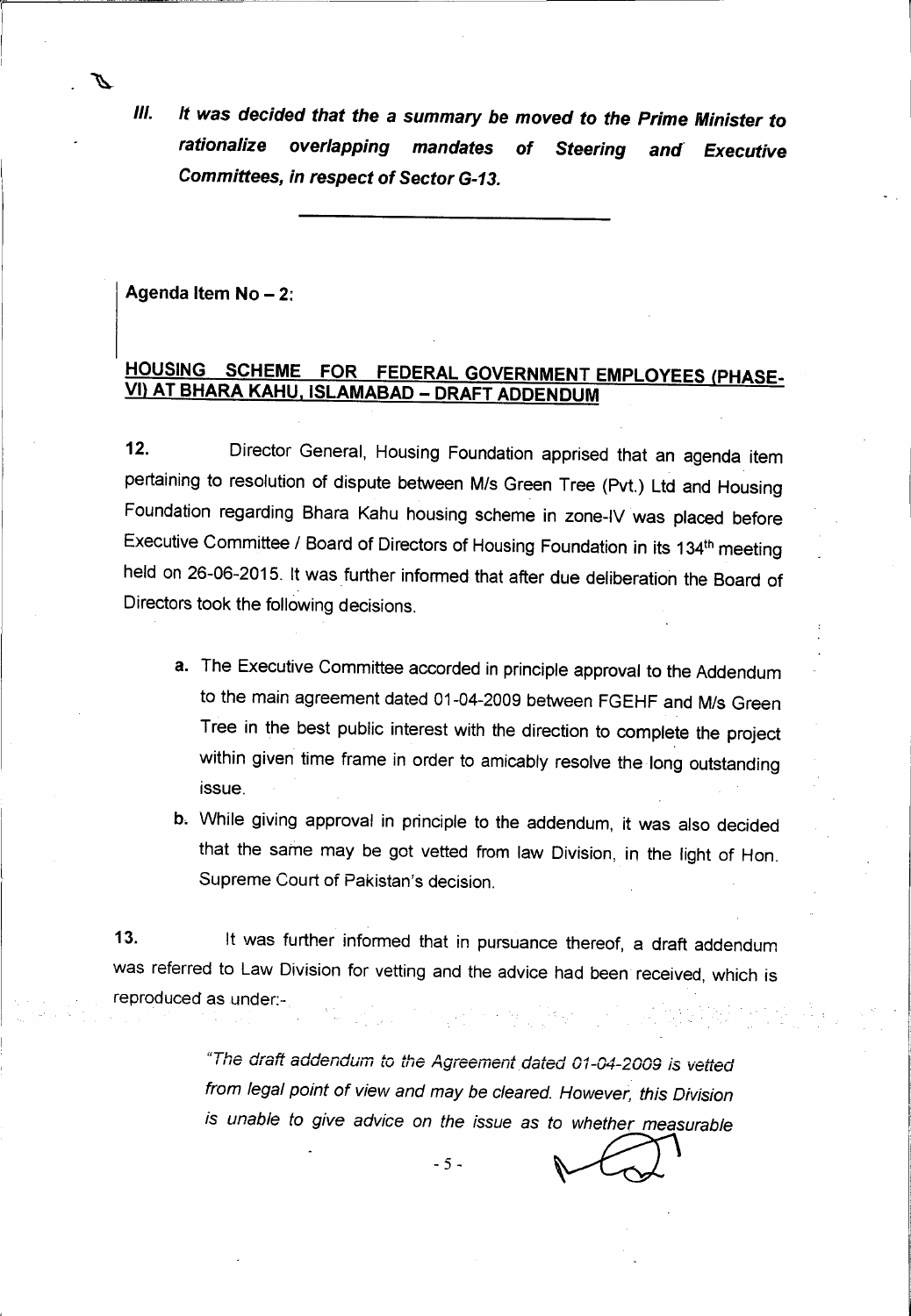*III.* ***It was decided that the a summary be moved to the Prime Minister to rationalize overlapping mandates of Steering and Executive Committees, in respect of Sector G-13.***

---

**Agenda Item No – 2:**

**HOUSING SCHEME FOR FEDERAL GOVERNMENT EMPLOYEES (PHASE-VI) AT BHARA KAHU, ISLAMABAD – DRAFT ADDENDUM**

**12.** Director General, Housing Foundation apprised that an agenda item pertaining to resolution of dispute between M/s Green Tree (Pvt.) Ltd and Housing Foundation regarding Bhara Kahu housing scheme in zone-IV was placed before Executive Committee / Board of Directors of Housing Foundation in its 134th meeting held on 26-06-2015. It was further informed that after due deliberation the Board of Directors took the following decisions.

a. The Executive Committee accorded in principle approval to the Addendum to the main agreement dated 01-04-2009 between FGEHF and M/s Green Tree in the best public interest with the direction to complete the project within given time frame in order to amicably resolve the long outstanding issue.

b. While giving approval in principle to the addendum, it was also decided that the same may be got vetted from law Division, in the light of Hon. Supreme Court of Pakistan's decision.

**13.** It was further informed that in pursuance thereof, a draft addendum was referred to Law Division for vetting and the advice had been received, which is reproduced as under:-

> *"The draft addendum to the Agreement dated 01-04-2009 is vetted from legal point of view and may be cleared. However, this Division is unable to give advice on the issue as to whether measurable*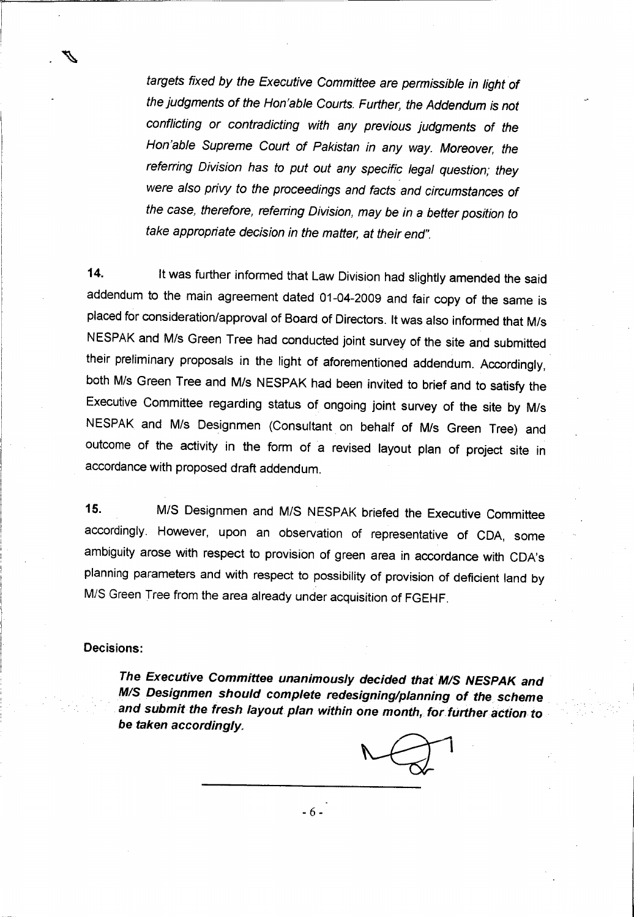*targets fixed by the Executive Committee are permissible in light of the judgments of the Hon'able Courts. Further, the Addendum is not conflicting or contradicting with any previous judgments of the Hon'able Supreme Court of Pakistan in any way. Moreover, the referring Division has to put out any specific legal question; they were also privy to the proceedings and facts and circumstances of the case, therefore, referring Division, may be in a better position to take appropriate decision in the matter, at their end".*

**14.** It was further informed that Law Division had slightly amended the said addendum to the main agreement dated 01-04-2009 and fair copy of the same is placed for consideration/approval of Board of Directors. It was also informed that M/s NESPAK and M/s Green Tree had conducted joint survey of the site and submitted their preliminary proposals in the light of aforementioned addendum. Accordingly, both M/s Green Tree and M/s NESPAK had been invited to brief and to satisfy the Executive Committee regarding status of ongoing joint survey of the site by M/s NESPAK and M/s Designmen (Consultant on behalf of M/s Green Tree) and outcome of the activity in the form of a revised layout plan of project site in accordance with proposed draft addendum.

**15.** M/S Designmen and M/S NESPAK briefed the Executive Committee accordingly. However, upon an observation of representative of CDA, some ambiguity arose with respect to provision of green area in accordance with CDA's planning parameters and with respect to possibility of provision of deficient land by M/S Green Tree from the area already under acquisition of FGEHF.

**Decisions:**

***The Executive Committee unanimously decided that M/S NESPAK and M/S Designmen should complete redesigning/planning of the scheme and submit the fresh layout plan within one month, for further action to be taken accordingly.***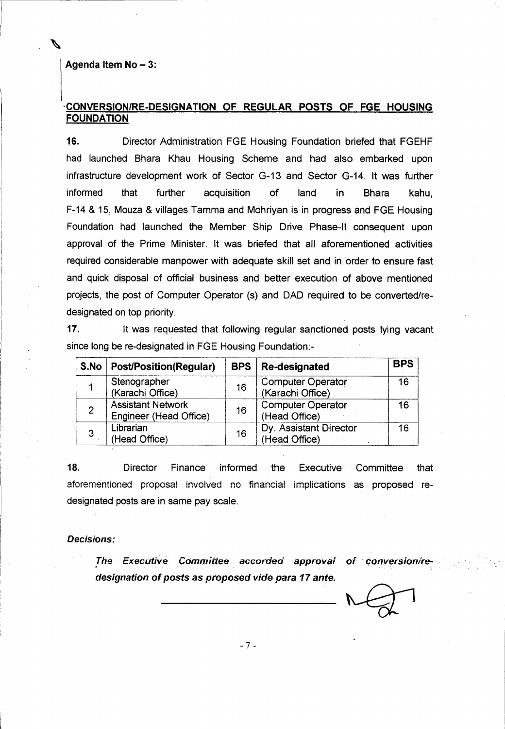**Agenda Item No – 3:**

## CONVERSION/RE-DESIGNATION OF REGULAR POSTS OF FGE HOUSING FOUNDATION

**16.** Director Administration FGE Housing Foundation briefed that FGEHF had launched Bhara Khau Housing Scheme and had also embarked upon infrastructure development work of Sector G-13 and Sector G-14. It was further informed that further acquisition of land in Bhara kahu, F-14 & 15, Mouza & villages Tamma and Mohriyan is in progress and FGE Housing Foundation had launched the Member Ship Drive Phase-II consequent upon approval of the Prime Minister. It was briefed that all aforementioned activities required considerable manpower with adequate skill set and in order to ensure fast and quick disposal of official business and better execution of above mentioned projects, the post of Computer Operator (s) and DAD required to be converted/re-designated on top priority.

**17.** It was requested that following regular sanctioned posts lying vacant since long be re-designated in FGE Housing Foundation:-

| S.No | Post/Position(Regular) | BPS | Re-designated | BPS |
|---|---|---|---|---|
| 1 | Stenographer (Karachi Office) | 16 | Computer Operator (Karachi Office) | 16 |
| 2 | Assistant Network Engineer (Head Office) | 16 | Computer Operator (Head Office) | 16 |
| 3 | Librarian (Head Office) | 16 | Dy. Assistant Director (Head Office) | 16 |

**18.** Director Finance informed the Executive Committee that aforementioned proposal involved no financial implications as proposed re-designated posts are in same pay scale.

***Decisions:***

***The Executive Committee accorded approval of conversion/re-designation of posts as proposed vide para 17 ante.***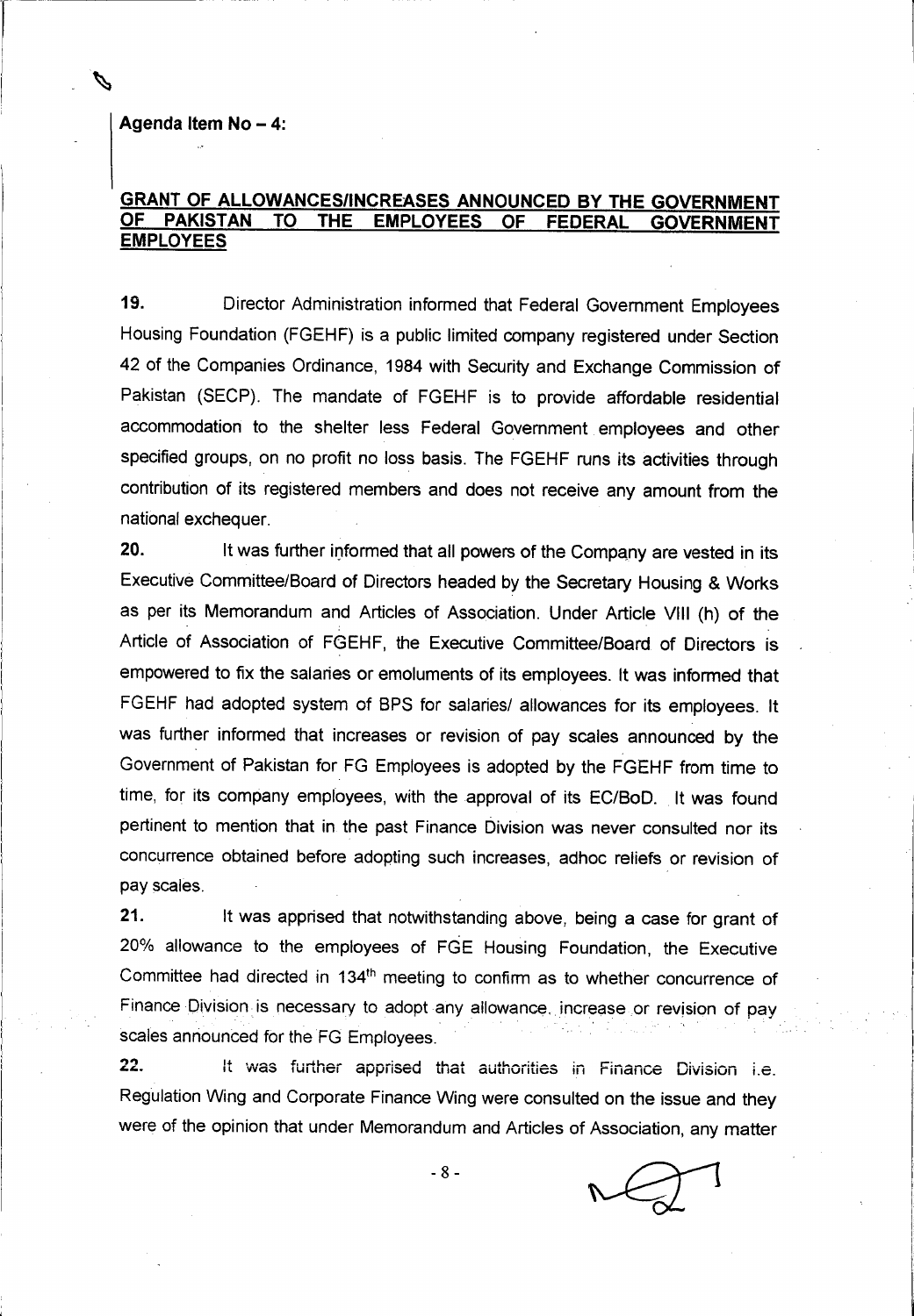**Agenda Item No – 4:**

**GRANT OF ALLOWANCES/INCREASES ANNOUNCED BY THE GOVERNMENT OF PAKISTAN TO THE EMPLOYEES OF FEDERAL GOVERNMENT EMPLOYEES**

**19.** Director Administration informed that Federal Government Employees Housing Foundation (FGEHF) is a public limited company registered under Section 42 of the Companies Ordinance, 1984 with Security and Exchange Commission of Pakistan (SECP). The mandate of FGEHF is to provide affordable residential accommodation to the shelter less Federal Government employees and other specified groups, on no profit no loss basis. The FGEHF runs its activities through contribution of its registered members and does not receive any amount from the national exchequer.

**20.** It was further informed that all powers of the Company are vested in its Executive Committee/Board of Directors headed by the Secretary Housing & Works as per its Memorandum and Articles of Association. Under Article VIII (h) of the Article of Association of FGEHF, the Executive Committee/Board of Directors is empowered to fix the salaries or emoluments of its employees. It was informed that FGEHF had adopted system of BPS for salaries/ allowances for its employees. It was further informed that increases or revision of pay scales announced by the Government of Pakistan for FG Employees is adopted by the FGEHF from time to time, for its company employees, with the approval of its EC/BoD. It was found pertinent to mention that in the past Finance Division was never consulted nor its concurrence obtained before adopting such increases, adhoc reliefs or revision of pay scales.

**21.** It was apprised that notwithstanding above, being a case for grant of 20% allowance to the employees of FGE Housing Foundation, the Executive Committee had directed in 134th meeting to confirm as to whether concurrence of Finance Division is necessary to adopt any allowance, increase or revision of pay scales announced for the FG Employees.

**22.** It was further apprised that authorities in Finance Division i.e. Regulation Wing and Corporate Finance Wing were consulted on the issue and they were of the opinion that under Memorandum and Articles of Association, any matter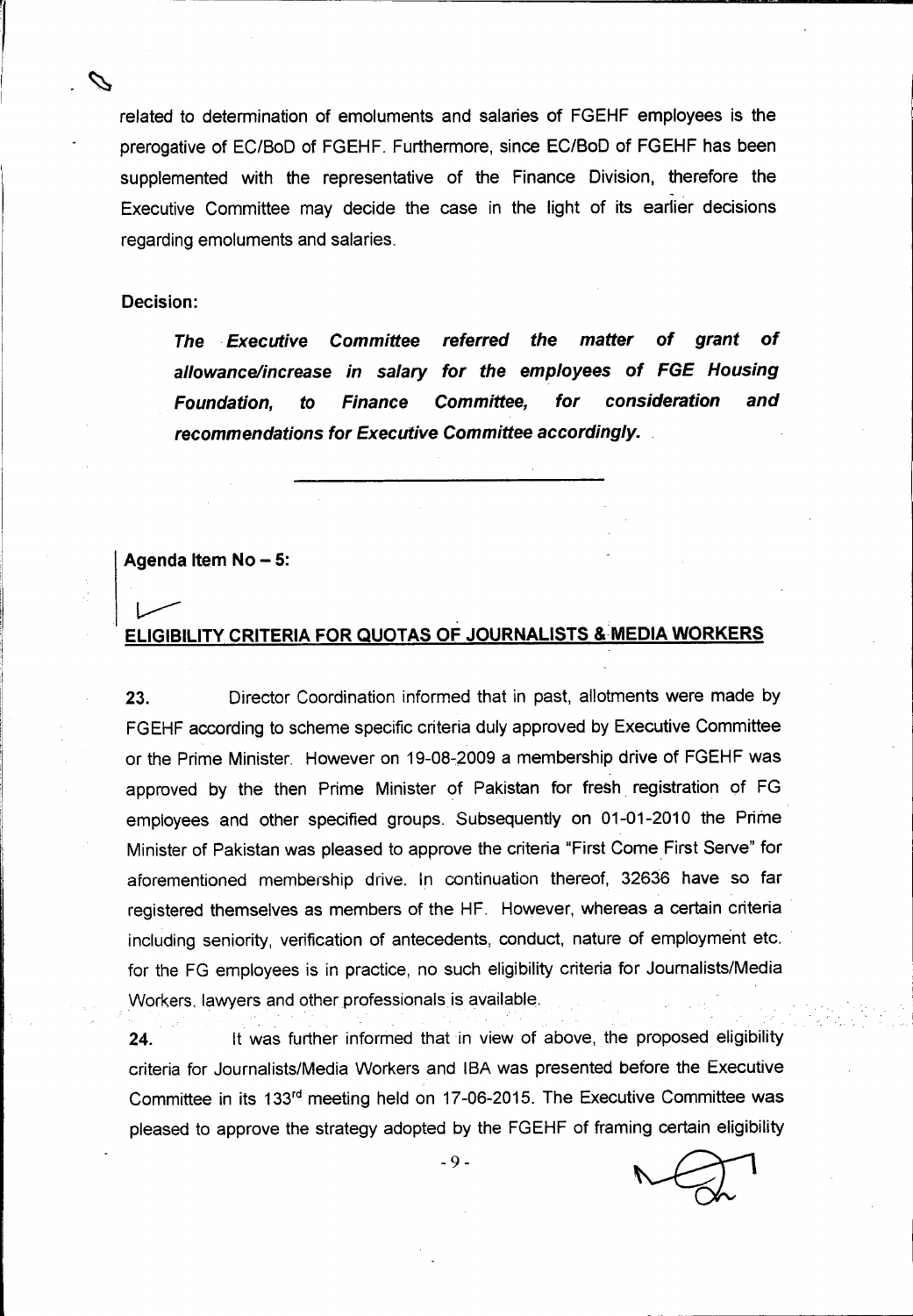related to determination of emoluments and salaries of FGEHF employees is the prerogative of EC/BoD of FGEHF. Furthermore, since EC/BoD of FGEHF has been supplemented with the representative of the Finance Division, therefore the Executive Committee may decide the case in the light of its earlier decisions regarding emoluments and salaries.

**Decision:**

***The Executive Committee referred the matter of grant of allowance/increase in salary for the employees of FGE Housing Foundation, to Finance Committee, for consideration and recommendations for Executive Committee accordingly.***

---

**Agenda Item No – 5:**

**ELIGIBILITY CRITERIA FOR QUOTAS OF JOURNALISTS & MEDIA WORKERS**

**23.** Director Coordination informed that in past, allotments were made by FGEHF according to scheme specific criteria duly approved by Executive Committee or the Prime Minister. However on 19-08-2009 a membership drive of FGEHF was approved by the then Prime Minister of Pakistan for fresh registration of FG employees and other specified groups. Subsequently on 01-01-2010 the Prime Minister of Pakistan was pleased to approve the criteria "First Come First Serve" for aforementioned membership drive. In continuation thereof, 32636 have so far registered themselves as members of the HF. However, whereas a certain criteria including seniority, verification of antecedents, conduct, nature of employment etc. for the FG employees is in practice, no such eligibility criteria for Journalists/Media Workers, lawyers and other professionals is available.

**24.** It was further informed that in view of above, the proposed eligibility criteria for Journalists/Media Workers and IBA was presented before the Executive Committee in its 133rd meeting held on 17-06-2015. The Executive Committee was pleased to approve the strategy adopted by the FGEHF of framing certain eligibility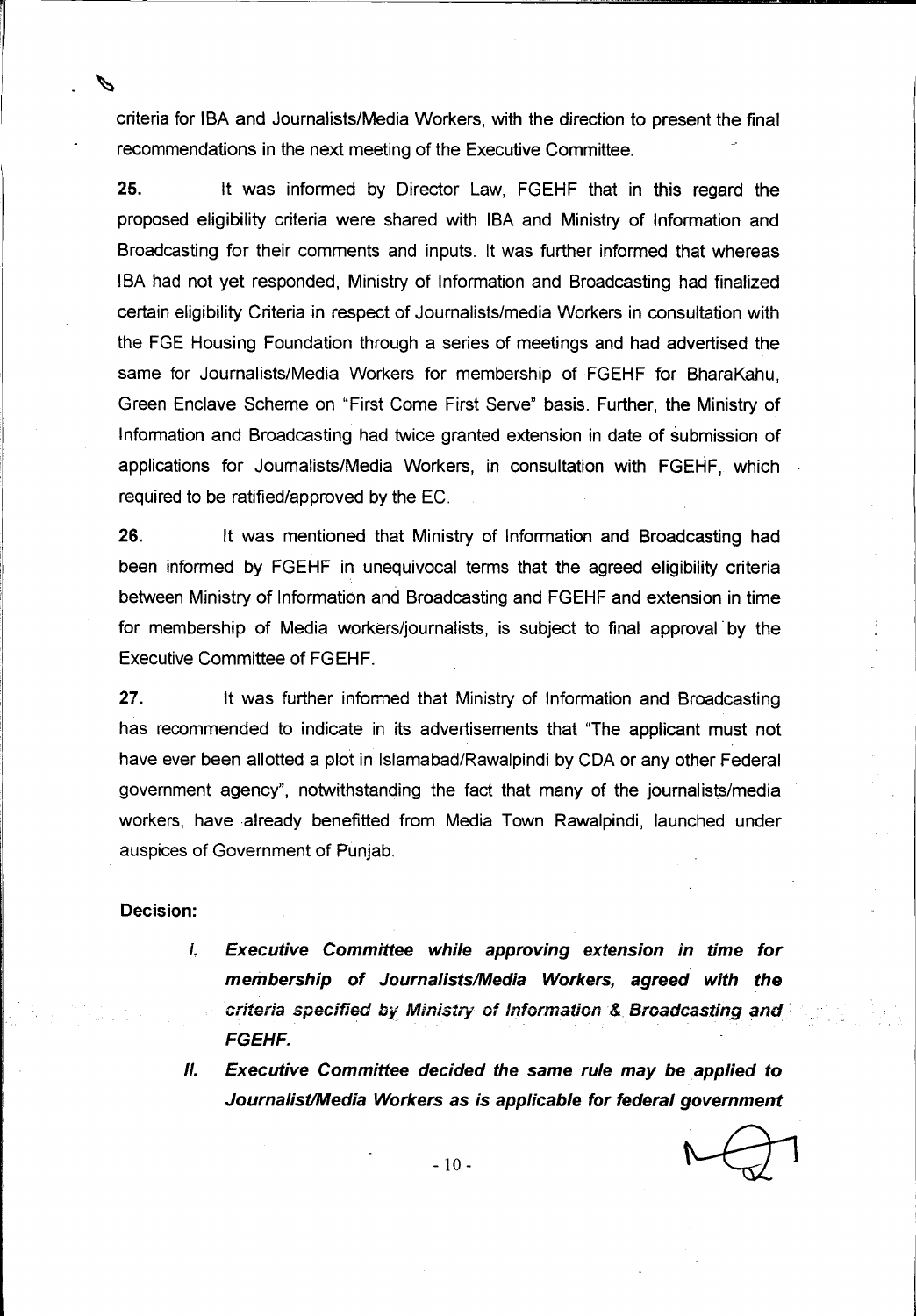criteria for IBA and Journalists/Media Workers, with the direction to present the final recommendations in the next meeting of the Executive Committee.

**25.** It was informed by Director Law, FGEHF that in this regard the proposed eligibility criteria were shared with IBA and Ministry of Information and Broadcasting for their comments and inputs. It was further informed that whereas IBA had not yet responded, Ministry of Information and Broadcasting had finalized certain eligibility Criteria in respect of Journalists/media Workers in consultation with the FGE Housing Foundation through a series of meetings and had advertised the same for Journalists/Media Workers for membership of FGEHF for BharaKahu, Green Enclave Scheme on "First Come First Serve" basis. Further, the Ministry of Information and Broadcasting had twice granted extension in date of submission of applications for Journalists/Media Workers, in consultation with FGEHF, which required to be ratified/approved by the EC.

**26.** It was mentioned that Ministry of Information and Broadcasting had been informed by FGEHF in unequivocal terms that the agreed eligibility criteria between Ministry of Information and Broadcasting and FGEHF and extension in time for membership of Media workers/journalists, is subject to final approval by the Executive Committee of FGEHF.

**27.** It was further informed that Ministry of Information and Broadcasting has recommended to indicate in its advertisements that "The applicant must not have ever been allotted a plot in Islamabad/Rawalpindi by CDA or any other Federal government agency", notwithstanding the fact that many of the journalists/media workers, have already benefitted from Media Town Rawalpindi, launched under auspices of Government of Punjab.

**Decision:**

I. ***Executive Committee while approving extension in time for membership of Journalists/Media Workers, agreed with the criteria specified by Ministry of Information & Broadcasting and FGEHF.***

II. ***Executive Committee decided the same rule may be applied to Journalist/Media Workers as is applicable for federal government***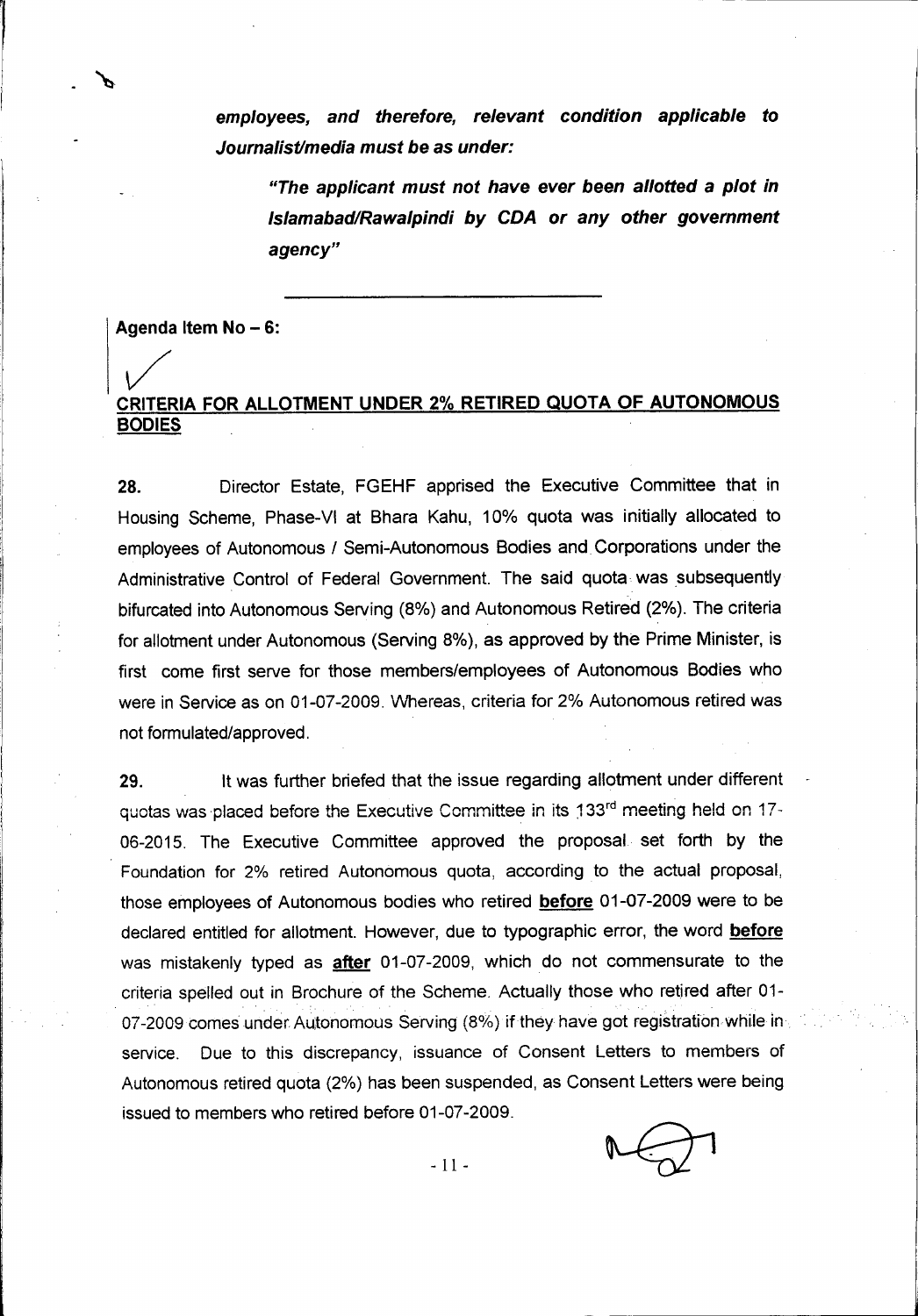***employees, and therefore, relevant condition applicable to Journalist/media must be as under:***

> ***"The applicant must not have ever been allotted a plot in Islamabad/Rawalpindi by CDA or any other government agency"***

---

**Agenda Item No – 6:**

**CRITERIA FOR ALLOTMENT UNDER 2% RETIRED QUOTA OF AUTONOMOUS BODIES**

**28.** Director Estate, FGEHF apprised the Executive Committee that in Housing Scheme, Phase-VI at Bhara Kahu, 10% quota was initially allocated to employees of Autonomous / Semi-Autonomous Bodies and Corporations under the Administrative Control of Federal Government. The said quota was subsequently bifurcated into Autonomous Serving (8%) and Autonomous Retired (2%). The criteria for allotment under Autonomous (Serving 8%), as approved by the Prime Minister, is first come first serve for those members/employees of Autonomous Bodies who were in Service as on 01-07-2009. Whereas, criteria for 2% Autonomous retired was not formulated/approved.

**29.** It was further briefed that the issue regarding allotment under different quotas was placed before the Executive Committee in its 133rd meeting held on 17-06-2015. The Executive Committee approved the proposal set forth by the Foundation for 2% retired Autonomous quota, according to the actual proposal, those employees of Autonomous bodies who retired **before** 01-07-2009 were to be declared entitled for allotment. However, due to typographic error, the word **before** was mistakenly typed as **after** 01-07-2009, which do not commensurate to the criteria spelled out in Brochure of the Scheme. Actually those who retired after 01-07-2009 comes under Autonomous Serving (8%) if they have got registration while in service. Due to this discrepancy, issuance of Consent Letters to members of Autonomous retired quota (2%) has been suspended, as Consent Letters were being issued to members who retired before 01-07-2009.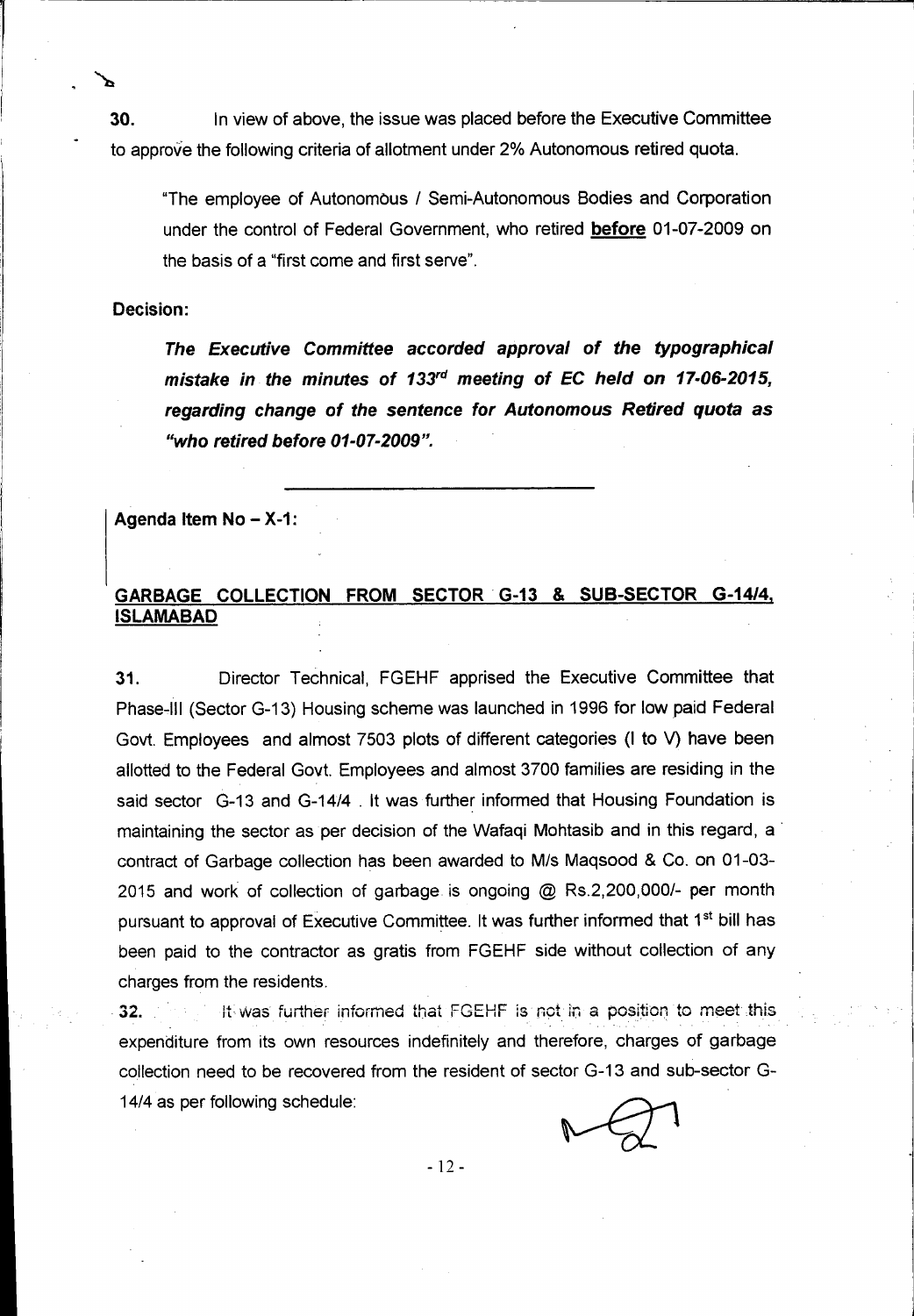**30.** In view of above, the issue was placed before the Executive Committee to approve the following criteria of allotment under 2% Autonomous retired quota.

> "The employee of Autonomous / Semi-Autonomous Bodies and Corporation under the control of Federal Government, who retired **before** 01-07-2009 on the basis of a "first come and first serve".

**Decision:**

> ***The Executive Committee accorded approval of the typographical mistake in the minutes of 133rd meeting of EC held on 17-06-2015, regarding change of the sentence for Autonomous Retired quota as "who retired before 01-07-2009".***

**Agenda Item No – X-1:**

## GARBAGE COLLECTION FROM SECTOR G-13 & SUB-SECTOR G-14/4, ISLAMABAD

**31.** Director Technical, FGEHF apprised the Executive Committee that Phase-III (Sector G-13) Housing scheme was launched in 1996 for low paid Federal Govt. Employees and almost 7503 plots of different categories (I to V) have been allotted to the Federal Govt. Employees and almost 3700 families are residing in the said sector G-13 and G-14/4 . It was further informed that Housing Foundation is maintaining the sector as per decision of the Wafaqi Mohtasib and in this regard, a contract of Garbage collection has been awarded to M/s Maqsood & Co. on 01-03-2015 and work of collection of garbage is ongoing @ Rs.2,200,000/- per month pursuant to approval of Executive Committee. It was further informed that 1st bill has been paid to the contractor as gratis from FGEHF side without collection of any charges from the residents.

**32.** It was further informed that FGEHF is not in a position to meet this expenditure from its own resources indefinitely and therefore, charges of garbage collection need to be recovered from the resident of sector G-13 and sub-sector G-14/4 as per following schedule: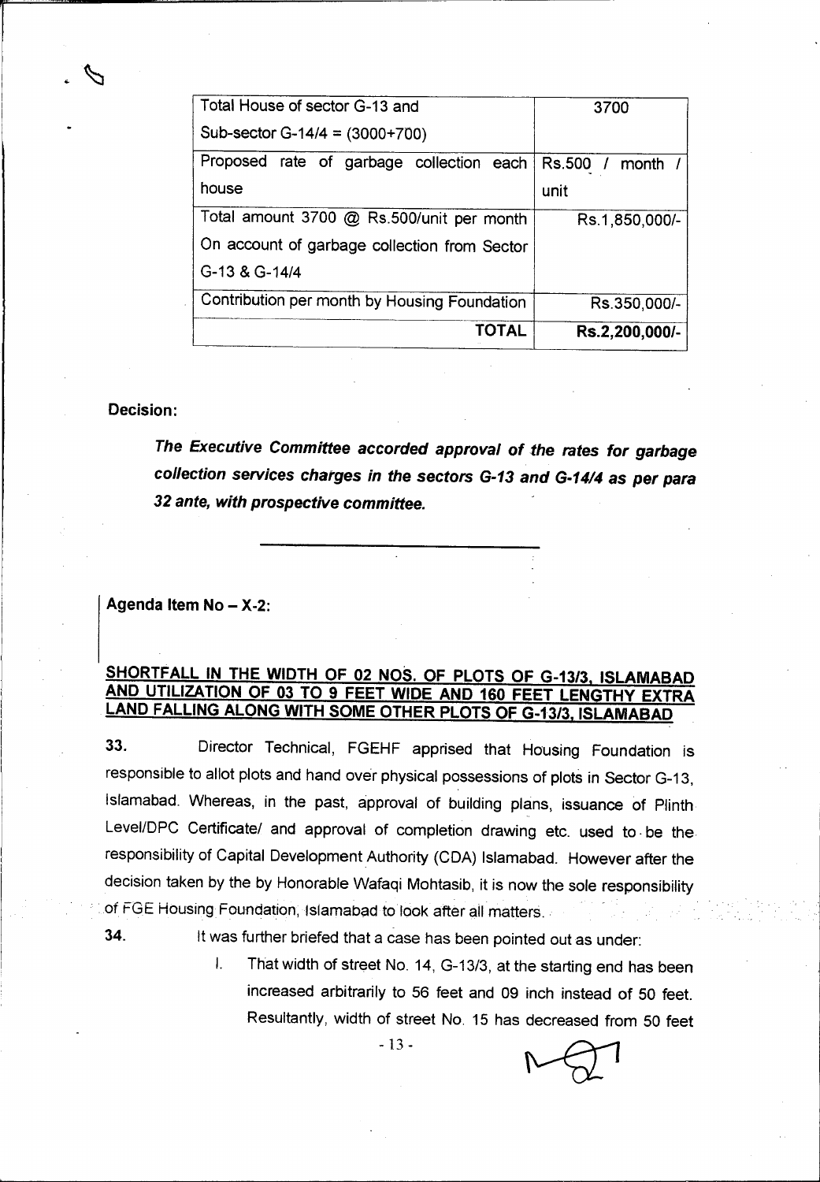| Total House of sector G-13 and Sub-sector G-14/4 = (3000+700) | 3700 |
|---|---|
| Proposed rate of garbage collection each house | Rs.500 / month / unit |
| Total amount 3700 @ Rs.500/unit per month On account of garbage collection from Sector G-13 & G-14/4 | Rs.1,850,000/- |
| Contribution per month by Housing Foundation | Rs.350,000/- |
| **TOTAL** | **Rs.2,200,000/-** |

**Decision:**

***The Executive Committee accorded approval of the rates for garbage collection services charges in the sectors G-13 and G-14/4 as per para 32 ante, with prospective committee.***

---

**Agenda Item No – X-2:**

**SHORTFALL IN THE WIDTH OF 02 NOS. OF PLOTS OF G-13/3, ISLAMABAD AND UTILIZATION OF 03 TO 9 FEET WIDE AND 160 FEET LENGTHY EXTRA LAND FALLING ALONG WITH SOME OTHER PLOTS OF G-13/3, ISLAMABAD**

**33.** Director Technical, FGEHF apprised that Housing Foundation is responsible to allot plots and hand over physical possessions of plots in Sector G-13, Islamabad. Whereas, in the past, approval of building plans, issuance of Plinth Level/DPC Certificate/ and approval of completion drawing etc. used to be the responsibility of Capital Development Authority (CDA) Islamabad. However after the decision taken by the by Honorable Wafaqi Mohtasib, it is now the sole responsibility of FGE Housing Foundation, Islamabad to look after all matters.

**34.** It was further briefed that a case has been pointed out as under:

I. That width of street No. 14, G-13/3, at the starting end has been increased arbitrarily to 56 feet and 09 inch instead of 50 feet. Resultantly, width of street No. 15 has decreased from 50 feet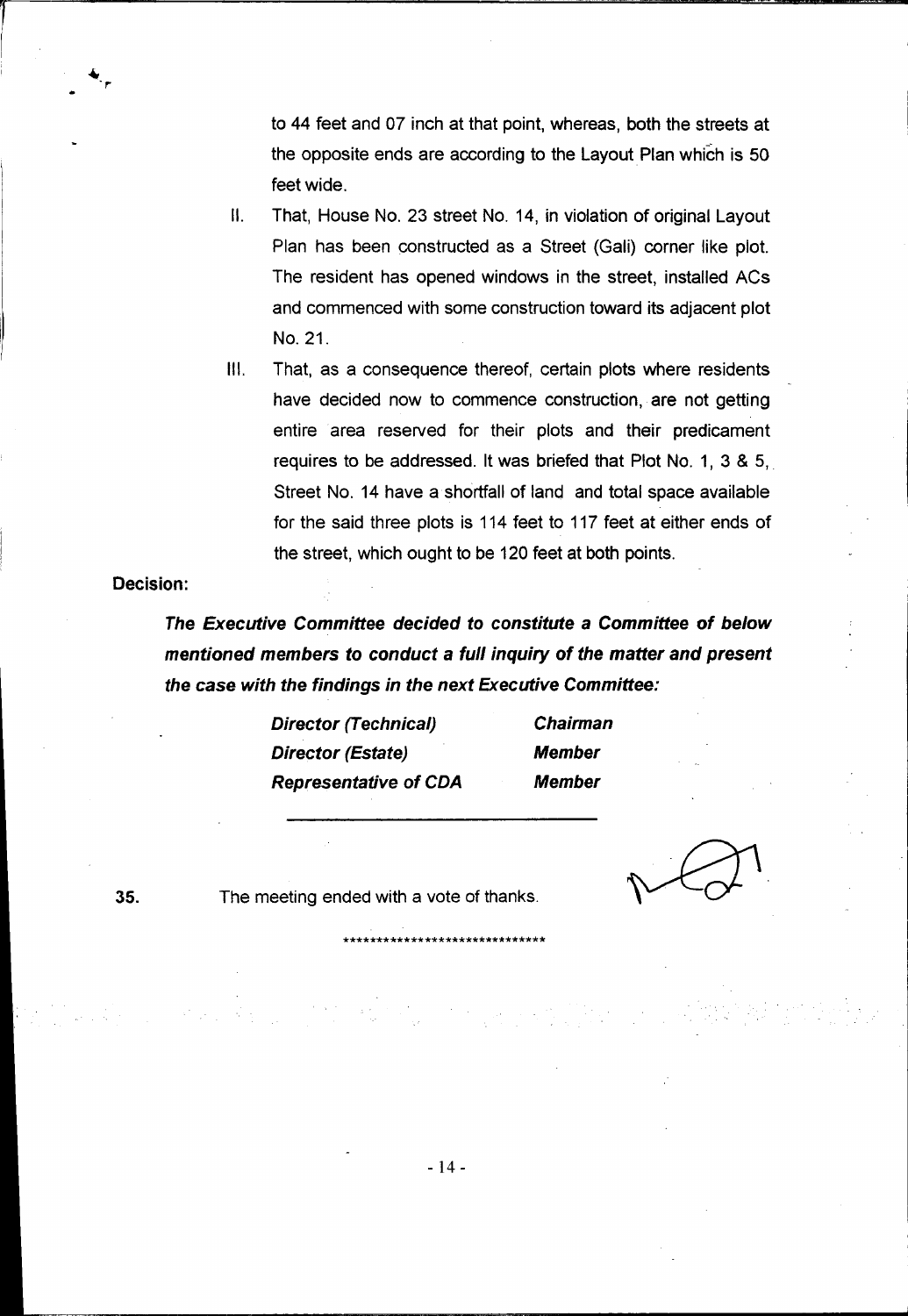to 44 feet and 07 inch at that point, whereas, both the streets at the opposite ends are according to the Layout Plan which is 50 feet wide.

II. That, House No. 23 street No. 14, in violation of original Layout Plan has been constructed as a Street (Gali) corner like plot. The resident has opened windows in the street, installed ACs and commenced with some construction toward its adjacent plot No. 21.

III. That, as a consequence thereof, certain plots where residents have decided now to commence construction, are not getting entire area reserved for their plots and their predicament requires to be addressed. It was briefed that Plot No. 1, 3 & 5, Street No. 14 have a shortfall of land and total space available for the said three plots is 114 feet to 117 feet at either ends of the street, which ought to be 120 feet at both points.

**Decision:**

***The Executive Committee decided to constitute a Committee of below mentioned members to conduct a full inquiry of the matter and present the case with the findings in the next Executive Committee:***

| | |
|---|---|
| ***Director (Technical)*** | ***Chairman*** |
| ***Director (Estate)*** | ***Member*** |
| ***Representative of CDA*** | ***Member*** |

---

**35.** The meeting ended with a vote of thanks.

******************************